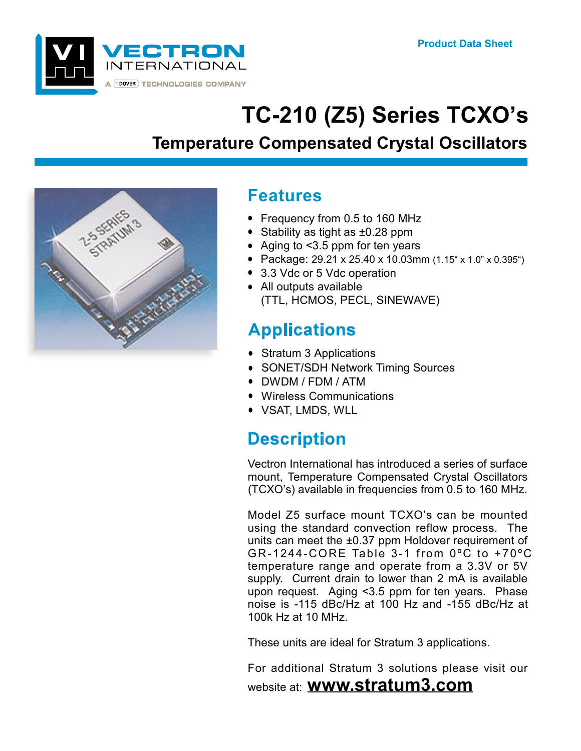Product Data Sheet

# TC-210 (Z5) Series TCXO's

## Temperature Compensated Crystal Oscillators

## Features

- Frequency from 0.5 to 160 MHz
- Stability as tight as ±0.28 ppm
- Aging to <3.5 ppm for ten years
- Package: 29.21 x 25.40 x 10.03mm (1.15" x 1.0" x 0.395")
- 3.3 Vdc or 5 Vdc operation
- All outputs available (TTL, HCMOS, PECL, SINEWAVE)

## Applications

- Stratum 3 Applications
- SONET/SDH Network Timing Sources
- DWDM / FDM / ATM
- Wireless Communications
- VSAT, LMDS, WLL

## Description

Vectron International has introduced a series of surface mount, Temperature Compensated Crystal Oscillators (TCXO's) available in frequencies from 0.5 to 160 MHz.

Model Z5 surface mount TCXO's can be mounted using the standard convection reflow process. The units can meet the ±0.37 ppm Holdover requirement of GR-1244-CORE Table 3-1 from 0°C to +70°C temperature range and operate from a 3.3V or 5V supply. Current drain to lower than 2 mA is available upon request. Aging <3.5 ppm for ten years. Phase noise is -115 dBc/Hz at 100 Hz and -155 dBc/Hz at 100k Hz at 10 MHz.

These units are ideal for Stratum 3 applications.

For additional Stratum 3 solutions please visit our website at: **www.stratum3.com**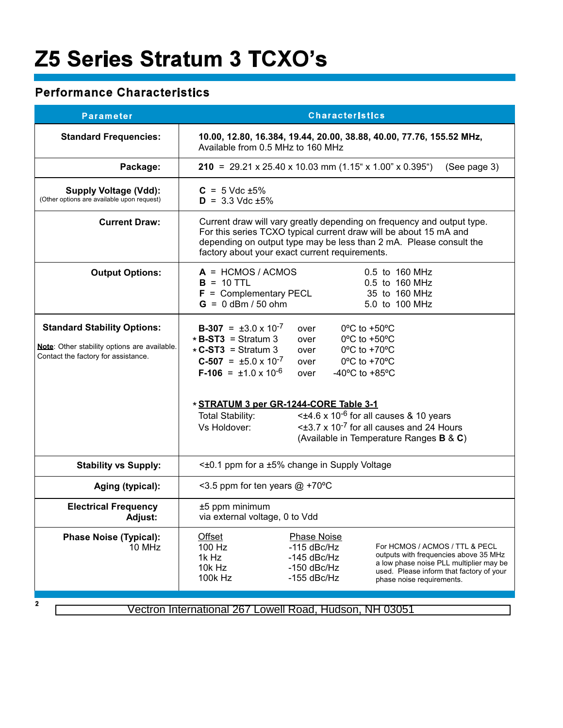# Z5 Series Stratum 3 TCXO's

## Performance Characteristics

| Parameter | Characteristics |
|---|---|
| **Standard Frequencies:** | **10.00, 12.80, 16.384, 19.44, 20.00, 38.88, 40.00, 77.76, 155.52 MHz,** Available from 0.5 MHz to 160 MHz |
| **Package:** | **210** = 29.21 x 25.40 x 10.03 mm (1.15" x 1.00" x 0.395") (See page 3) |
| **Supply Voltage (Vdd):** (Other options are available upon request) | **C** = 5 Vdc ±5%<br>**D** = 3.3 Vdc ±5% |
| **Current Draw:** | Current draw will vary greatly depending on frequency and output type. For this series TCXO typical current draw will be about 15 mA and depending on output type may be less than 2 mA. Please consult the factory about your exact current requirements. |
| **Output Options:** | **A** = HCMOS / ACMOS 0.5 to 160 MHz<br>**B** = 10 TTL 0.5 to 160 MHz<br>**F** = Complementary PECL 35 to 160 MHz<br>**G** = 0 dBm / 50 ohm 5.0 to 100 MHz |
| **Standard Stability Options:**<br>Note: Other stability options are available. Contact the factory for assistance. | **B-307** = $\pm 3.0 \times 10^{-7}$ over 0ºC to +50ºC<br>* **B-ST3** = Stratum 3 over 0ºC to +50ºC<br>* **C-ST3** = Stratum 3 over 0ºC to +70ºC<br>**C-507** = $\pm 5.0 \times 10^{-7}$ over 0ºC to +70ºC<br>**F-106** = $\pm 1.0 \times 10^{-6}$ over -40ºC to +85ºC<br><br>* **STRATUM 3 per GR-1244-CORE Table 3-1**<br>Total Stability: $< \pm 4.6 \times 10^{-6}$ for all causes & 10 years<br>Vs Holdover: $< \pm 3.7 \times 10^{-7}$ for all causes and 24 Hours<br>(Available in Temperature Ranges **B** & **C**) |
| **Stability vs Supply:** | <±0.1 ppm for a ±5% change in Supply Voltage |
| **Aging (typical):** | <3.5 ppm for ten years @ +70ºC |
| **Electrical Frequency Adjust:** | ±5 ppm minimum<br>via external voltage, 0 to Vdd |
| **Phase Noise (Typical):** 10 MHz | Offset / Phase Noise:<br>100 Hz -115 dBc/Hz<br>1k Hz -145 dBc/Hz<br>10k Hz -150 dBc/Hz<br>100k Hz -155 dBc/Hz<br><br>For HCMOS / ACMOS / TTL & PECL outputs with frequencies above 35 MHz a low phase noise PLL multiplier may be used. Please inform that factory of your phase noise requirements. |

Vectron International 267 Lowell Road, Hudson, NH 03051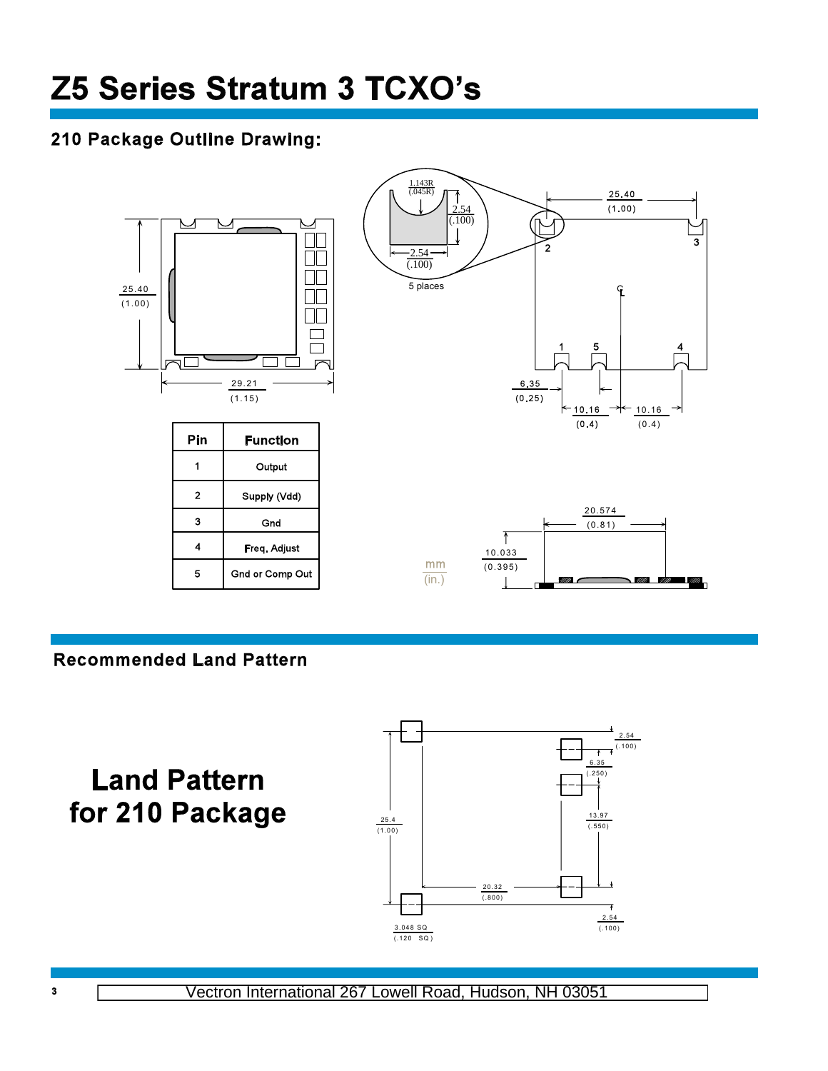# Z5 Series Stratum 3 TCXO's

## 210 Package Outline Drawing:

| Pin | Function |
|---|---|
| 1 | Output |
| 2 | Supply (Vdd) |
| 3 | Gnd |
| 4 | Freq. Adjust |
| 5 | Gnd or Comp Out |

25.40 (1.00)

29.21 (1.15)

1.143R (.045R)

2.54 (.100)

2.54 (.100)

5 places

25.40 (1.00)

6.35 (0.25)

10.16 (0.4)

10.16 (0.4)

20.574 (0.81)

10.033 (0.395)

mm (in.)

## Recommended Land Pattern

**Land Pattern for 210 Package**

2.54 (.100)

6.35 (.250)

13.97 (.550)

25.4 (1.00)

20.32 (.800)

2.54 (.100)

3.048 SQ (.120 SQ)

Vectron International 267 Lowell Road, Hudson, NH 03051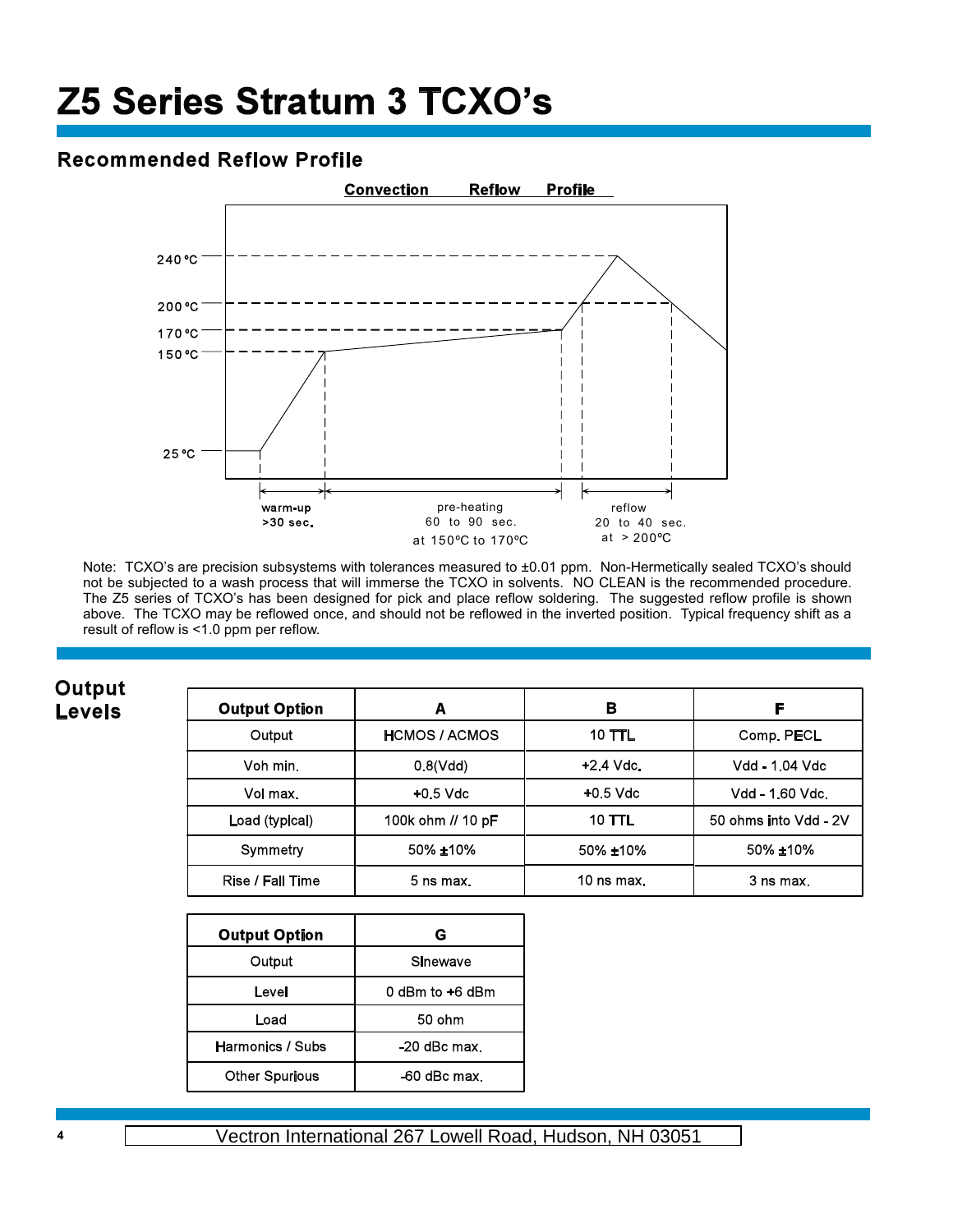# Z5 Series Stratum 3 TCXO's

## Recommended Reflow Profile

**Convection Reflow Profile**

240 °C
200 °C
170 °C
150 °C
25 °C

warm-up >30 sec.

pre-heating 60 to 90 sec. at 150°C to 170°C

reflow 20 to 40 sec. at > 200°C

Note: TCXO's are precision subsystems with tolerances measured to ±0.01 ppm. Non-Hermetically sealed TCXO's should not be subjected to a wash process that will immerse the TCXO in solvents. NO CLEAN is the recommended procedure. The Z5 series of TCXO's has been designed for pick and place reflow soldering. The suggested reflow profile is shown above. The TCXO may be reflowed once, and should not be reflowed in the inverted position. Typical frequency shift as a result of reflow is <1.0 ppm per reflow.

## Output Levels

| Output Option | A | B | F |
|---|---|---|---|
| Output | HCMOS / ACMOS | 10 TTL | Comp. PECL |
| Voh min. | 0.8(Vdd) | +2.4 Vdc. | Vdd - 1.04 Vdc |
| Vol max. | +0.5 Vdc | +0.5 Vdc | Vdd - 1.60 Vdc. |
| Load (typical) | 100k ohm // 10 pF | 10 TTL | 50 ohms into Vdd - 2V |
| Symmetry | 50% ±10% | 50% ±10% | 50% ±10% |
| Rise / Fall Time | 5 ns max. | 10 ns max. | 3 ns max. |

| Output Option | G |
|---|---|
| Output | Sinewave |
| Level | 0 dBm to +6 dBm |
| Load | 50 ohm |
| Harmonics / Subs | -20 dBc max. |
| Other Spurious | -60 dBc max. |

Vectron International 267 Lowell Road, Hudson, NH 03051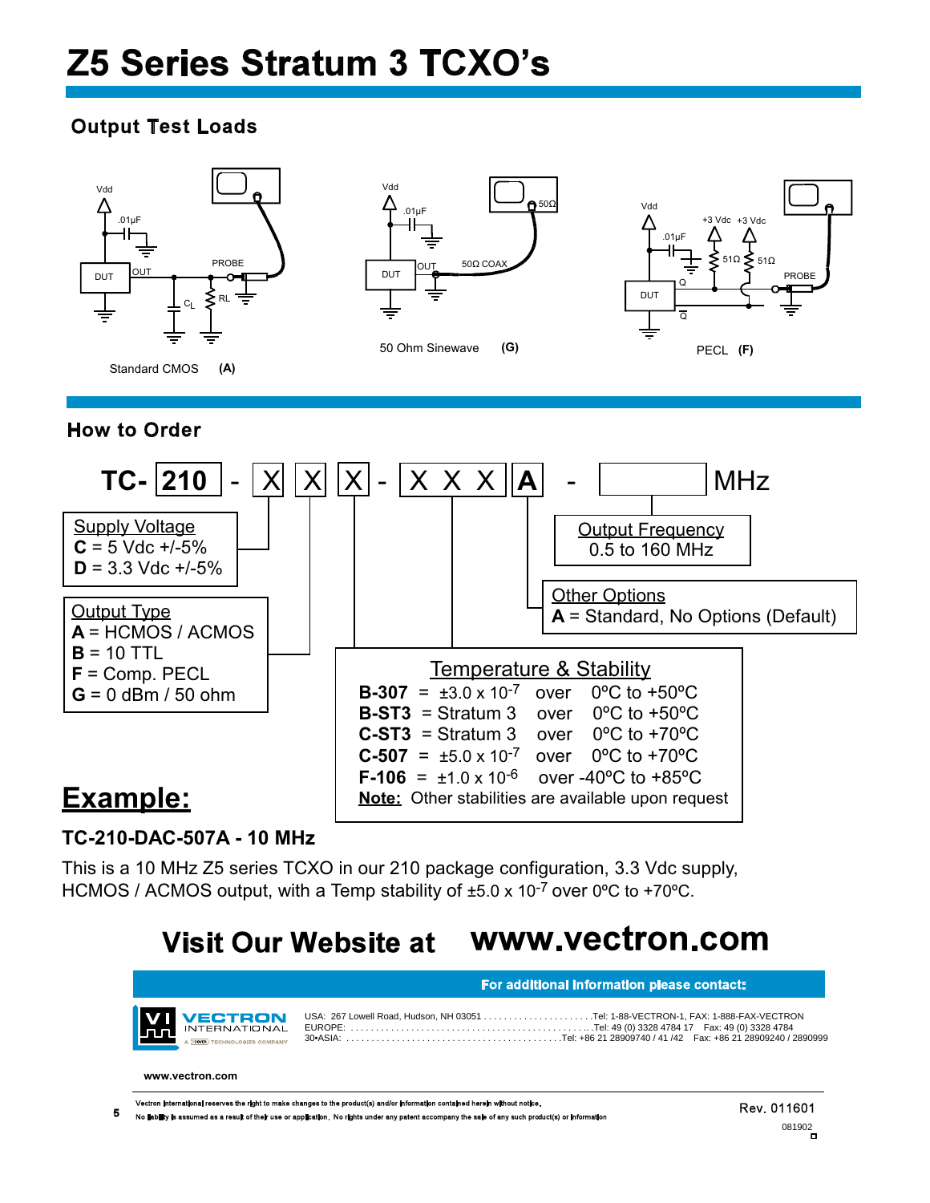# Z5 Series Stratum 3 TCXO's

## Output Test Loads

Vdd
.01μF
DUT
OUT
PROBE
$C_L$
RL

Standard CMOS (A)

Vdd
.01μF
DUT
OUT
50Ω COAX
50Ω

50 Ohm Sinewave (G)

Vdd
.01μF
+3 Vdc +3 Vdc
51Ω 51Ω
DUT
Q
$\bar{Q}$
PROBE

PECL (F)

## How to Order

TC- 210 - X X X - X X X A - ______ MHz

**Supply Voltage**
- **C** = 5 Vdc +/-5%
- **D** = 3.3 Vdc +/-5%

**Output Type**
- **A** = HCMOS / ACMOS
- **B** = 10 TTL
- **F** = Comp. PECL
- **G** = 0 dBm / 50 ohm

**Output Frequency**
0.5 to 160 MHz

**Other Options**
- **A** = Standard, No Options (Default)

**Temperature & Stability**

| | | | |
|---|---|---|---|
| **B-307** | = ±3.0 x $10^{-7}$ | over | 0ºC to +50ºC |
| **B-ST3** | = Stratum 3 | over | 0ºC to +50ºC |
| **C-ST3** | = Stratum 3 | over | 0ºC to +70ºC |
| **C-507** | = ±5.0 x $10^{-7}$ | over | 0ºC to +70ºC |
| **F-106** | = ±1.0 x $10^{-6}$ | over | -40ºC to +85ºC |

**Note:** Other stabilities are available upon request

## Example:

**TC-210-DAC-507A - 10 MHz**

This is a 10 MHz Z5 series TCXO in our 210 package configuration, 3.3 Vdc supply, HCMOS / ACMOS output, with a Temp stability of ±5.0 x $10^{-7}$ over 0ºC to +70ºC.

## Visit Our Website at www.vectron.com

**For additional information please contact:**

VECTRON INTERNATIONAL
A DOVER TECHNOLOGIES COMPANY

USA: 267 Lowell Road, Hudson, NH 03051 . . . . . . . . . . . . . . . . . . . . .Tel: 1-88-VECTRON-1, FAX: 1-888-FAX-VECTRON
EUROPE: . . . . . . . . . . . . . . . . . . . . . . . . . . . . . . . . . . . . . . . . . . . . .Tel: 49 (0) 3328 4784 17 Fax: 49 (0) 3328 4784
30•ASIA: . . . . . . . . . . . . . . . . . . . . . . . . . . . . . . . . . . . . . . . . .Tel: +86 21 28909740 / 41 /42 Fax: +86 21 28909240 / 2890999

www.vectron.com

Vectron International reserves the right to make changes to the product(s) and/or information contained herein without notice.
No liability is assumed as a result of their use or application. No rights under any patent accompany the sale of any such product(s) or information

Rev. 011601
081902